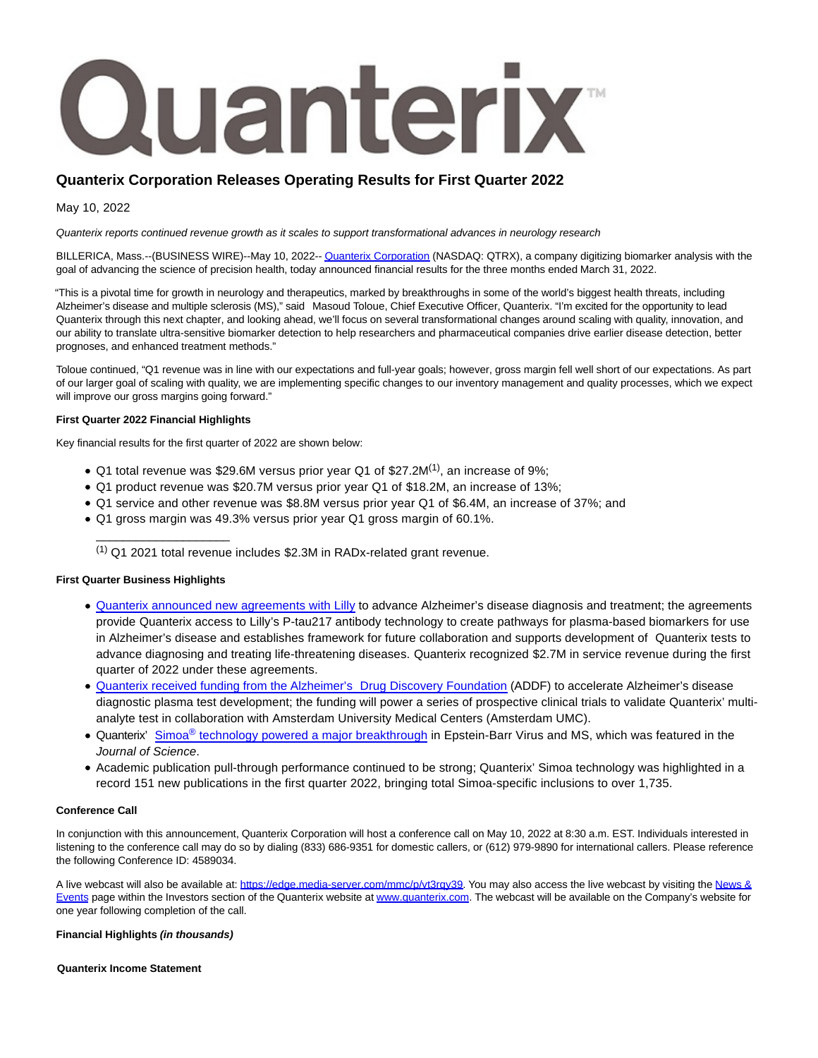Quanterix™

# Quanterix Corporation Releases Operating Results for First Quarter 2022

May 10, 2022

*Quanterix reports continued revenue growth as it scales to support transformational advances in neurology research*

BILLERICA, Mass.--(BUSINESS WIRE)--May 10, 2022-- Quanterix Corporation (NASDAQ: QTRX), a company digitizing biomarker analysis with the goal of advancing the science of precision health, today announced financial results for the three months ended March 31, 2022.

"This is a pivotal time for growth in neurology and therapeutics, marked by breakthroughs in some of the world's biggest health threats, including Alzheimer's disease and multiple sclerosis (MS)," said Masoud Toloue, Chief Executive Officer, Quanterix. "I'm excited for the opportunity to lead Quanterix through this next chapter, and looking ahead, we'll focus on several transformational changes around scaling with quality, innovation, and our ability to translate ultra-sensitive biomarker detection to help researchers and pharmaceutical companies drive earlier disease detection, better prognoses, and enhanced treatment methods."

Toloue continued, "Q1 revenue was in line with our expectations and full-year goals; however, gross margin fell well short of our expectations. As part of our larger goal of scaling with quality, we are implementing specific changes to our inventory management and quality processes, which we expect will improve our gross margins going forward."

**First Quarter 2022 Financial Highlights**

Key financial results for the first quarter of 2022 are shown below:

- Q1 total revenue was $29.6M versus prior year Q1 of $27.2M[(1)], an increase of 9%;
- Q1 product revenue was $20.7M versus prior year Q1 of $18.2M, an increase of 13%;
- Q1 service and other revenue was $8.8M versus prior year Q1 of $6.4M, an increase of 37%; and
- Q1 gross margin was 49.3% versus prior year Q1 gross margin of 60.1%.

______________________

[(1)] Q1 2021 total revenue includes $2.3M in RADx-related grant revenue.

**First Quarter Business Highlights**

- Quanterix announced new agreements with Lilly to advance Alzheimer's disease diagnosis and treatment; the agreements provide Quanterix access to Lilly's P-tau217 antibody technology to create pathways for plasma-based biomarkers for use in Alzheimer's disease and establishes framework for future collaboration and supports development of Quanterix tests to advance diagnosing and treating life-threatening diseases. Quanterix recognized $2.7M in service revenue during the first quarter of 2022 under these agreements.
- Quanterix received funding from the Alzheimer's Drug Discovery Foundation (ADDF) to accelerate Alzheimer's disease diagnostic plasma test development; the funding will power a series of prospective clinical trials to validate Quanterix' multi-analyte test in collaboration with Amsterdam University Medical Centers (Amsterdam UMC).
- Quanterix' Simoa® technology powered a major breakthrough in Epstein-Barr Virus and MS, which was featured in the *Journal of Science*.
- Academic publication pull-through performance continued to be strong; Quanterix' Simoa technology was highlighted in a record 151 new publications in the first quarter 2022, bringing total Simoa-specific inclusions to over 1,735.

**Conference Call**

In conjunction with this announcement, Quanterix Corporation will host a conference call on May 10, 2022 at 8:30 a.m. EST. Individuals interested in listening to the conference call may do so by dialing (833) 686-9351 for domestic callers, or (612) 979-9890 for international callers. Please reference the following Conference ID: 4589034.

A live webcast will also be available at: https://edge.media-server.com/mmc/p/vt3rqv39. You may also access the live webcast by visiting the News & Events page within the Investors section of the Quanterix website at www.quanterix.com. The webcast will be available on the Company's website for one year following completion of the call.

**Financial Highlights *(in thousands)***

**Quanterix Income Statement**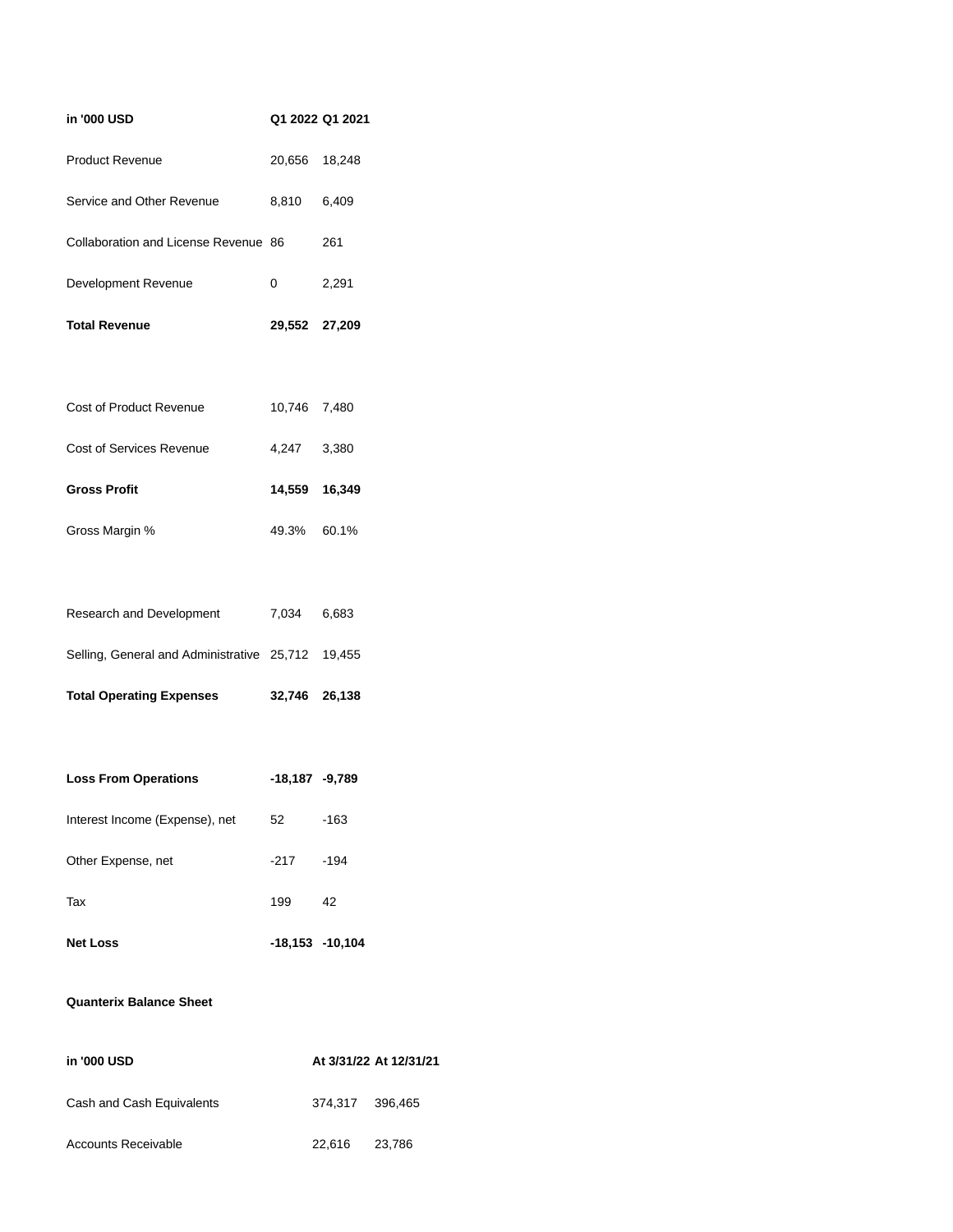| in '000 USD | Q1 2022 | Q1 2021 |
|---|---|---|
| Product Revenue | 20,656 | 18,248 |
| Service and Other Revenue | 8,810 | 6,409 |
| Collaboration and License Revenue | 86 | 261 |
| Development Revenue | 0 | 2,291 |
| **Total Revenue** | **29,552** | **27,209** |
| | | |
| Cost of Product Revenue | 10,746 | 7,480 |
| Cost of Services Revenue | 4,247 | 3,380 |
| **Gross Profit** | **14,559** | **16,349** |
| Gross Margin % | 49.3% | 60.1% |
| | | |
| Research and Development | 7,034 | 6,683 |
| Selling, General and Administrative | 25,712 | 19,455 |
| **Total Operating Expenses** | **32,746** | **26,138** |
| | | |
| **Loss From Operations** | **-18,187** | **-9,789** |
| Interest Income (Expense), net | 52 | -163 |
| Other Expense, net | -217 | -194 |
| Tax | 199 | 42 |
| **Net Loss** | **-18,153** | **-10,104** |

**Quanterix Balance Sheet**

| in '000 USD | At 3/31/22 | At 12/31/21 |
|---|---|---|
| Cash and Cash Equivalents | 374,317 | 396,465 |
| Accounts Receivable | 22,616 | 23,786 |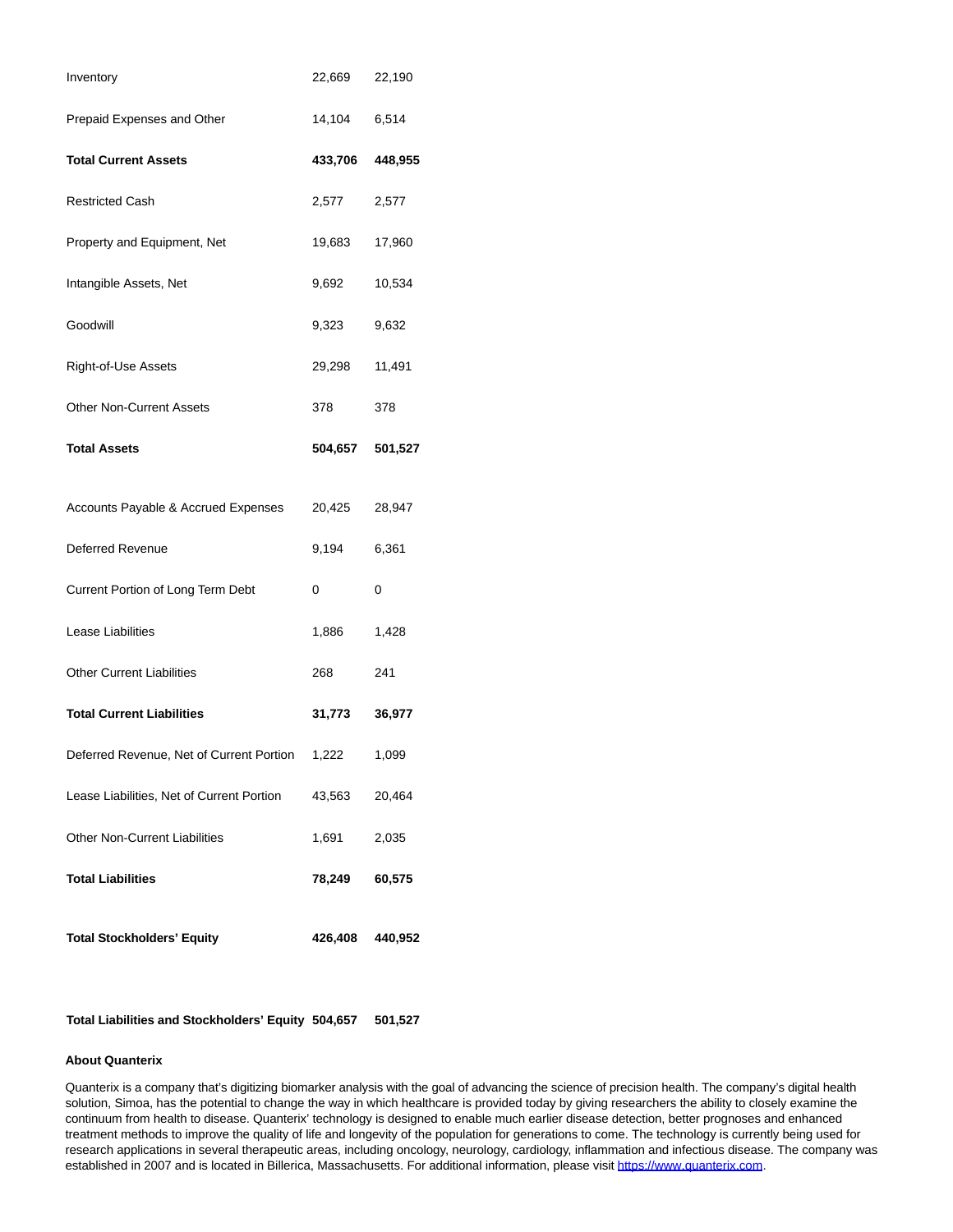| | | |
|---|---|---|
| Inventory | 22,669 | 22,190 |
| Prepaid Expenses and Other | 14,104 | 6,514 |
| **Total Current Assets** | **433,706** | **448,955** |
| Restricted Cash | 2,577 | 2,577 |
| Property and Equipment, Net | 19,683 | 17,960 |
| Intangible Assets, Net | 9,692 | 10,534 |
| Goodwill | 9,323 | 9,632 |
| Right-of-Use Assets | 29,298 | 11,491 |
| Other Non-Current Assets | 378 | 378 |
| **Total Assets** | **504,657** | **501,527** |
| | | |
| Accounts Payable & Accrued Expenses | 20,425 | 28,947 |
| Deferred Revenue | 9,194 | 6,361 |
| Current Portion of Long Term Debt | 0 | 0 |
| Lease Liabilities | 1,886 | 1,428 |
| Other Current Liabilities | 268 | 241 |
| **Total Current Liabilities** | **31,773** | **36,977** |
| Deferred Revenue, Net of Current Portion | 1,222 | 1,099 |
| Lease Liabilities, Net of Current Portion | 43,563 | 20,464 |
| Other Non-Current Liabilities | 1,691 | 2,035 |
| **Total Liabilities** | **78,249** | **60,575** |
| | | |
| **Total Stockholders' Equity** | **426,408** | **440,952** |
| | | |
| **Total Liabilities and Stockholders' Equity** | **504,657** | **501,527** |

**About Quanterix**

Quanterix is a company that's digitizing biomarker analysis with the goal of advancing the science of precision health. The company's digital health solution, Simoa, has the potential to change the way in which healthcare is provided today by giving researchers the ability to closely examine the continuum from health to disease. Quanterix' technology is designed to enable much earlier disease detection, better prognoses and enhanced treatment methods to improve the quality of life and longevity of the population for generations to come. The technology is currently being used for research applications in several therapeutic areas, including oncology, neurology, cardiology, inflammation and infectious disease. The company was established in 2007 and is located in Billerica, Massachusetts. For additional information, please visit https://www.quanterix.com.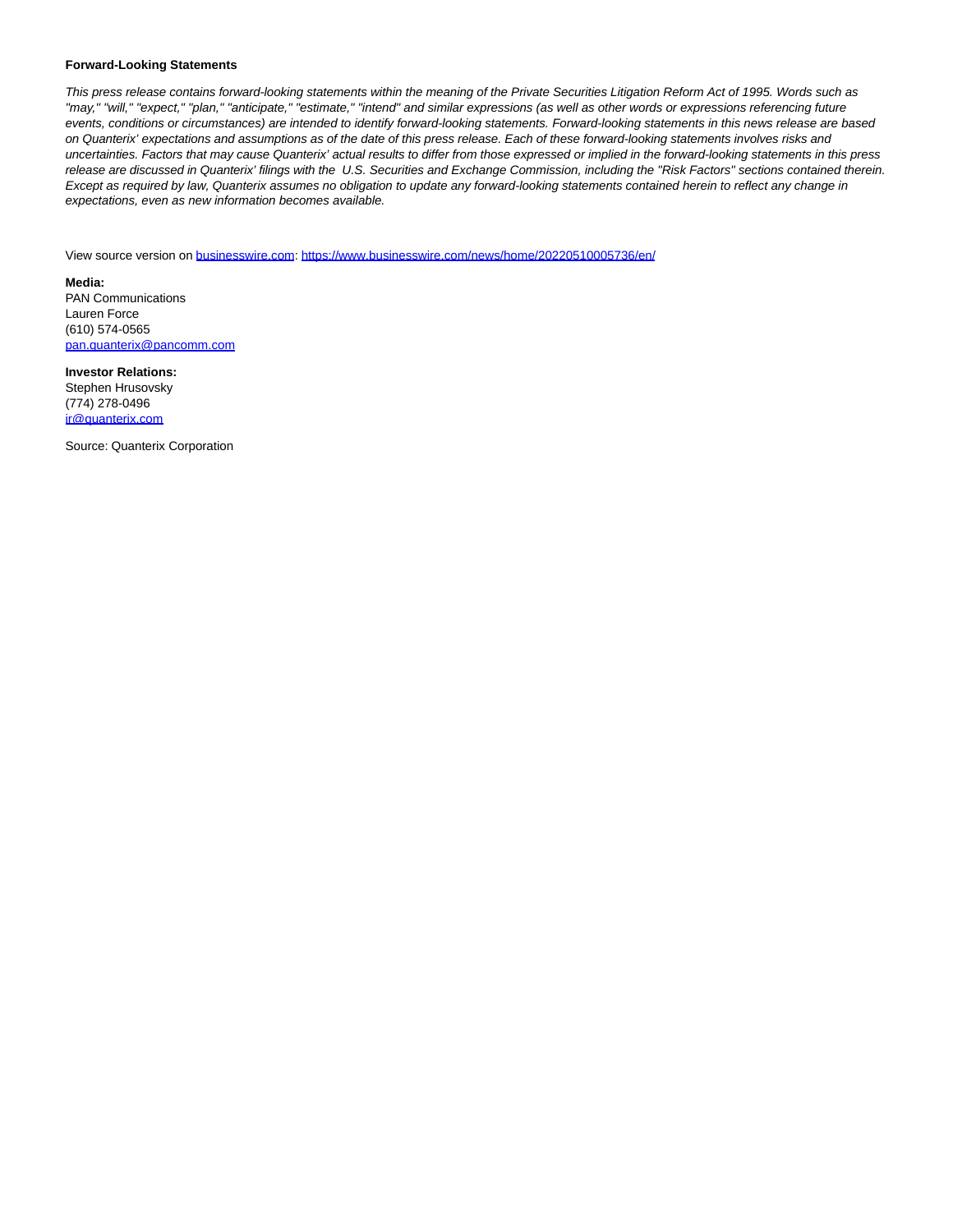**Forward-Looking Statements**

*This press release contains forward-looking statements within the meaning of the Private Securities Litigation Reform Act of 1995. Words such as "may," "will," "expect," "plan," "anticipate," "estimate," "intend" and similar expressions (as well as other words or expressions referencing future events, conditions or circumstances) are intended to identify forward-looking statements. Forward-looking statements in this news release are based on Quanterix' expectations and assumptions as of the date of this press release. Each of these forward-looking statements involves risks and uncertainties. Factors that may cause Quanterix' actual results to differ from those expressed or implied in the forward-looking statements in this press release are discussed in Quanterix' filings with the U.S. Securities and Exchange Commission, including the "Risk Factors" sections contained therein. Except as required by law, Quanterix assumes no obligation to update any forward-looking statements contained herein to reflect any change in expectations, even as new information becomes available.*

View source version on businesswire.com: https://www.businesswire.com/news/home/20220510005736/en/

**Media:**
PAN Communications
Lauren Force
(610) 574-0565
pan.quanterix@pancomm.com

**Investor Relations:**
Stephen Hrusovsky
(774) 278-0496
ir@quanterix.com

Source: Quanterix Corporation